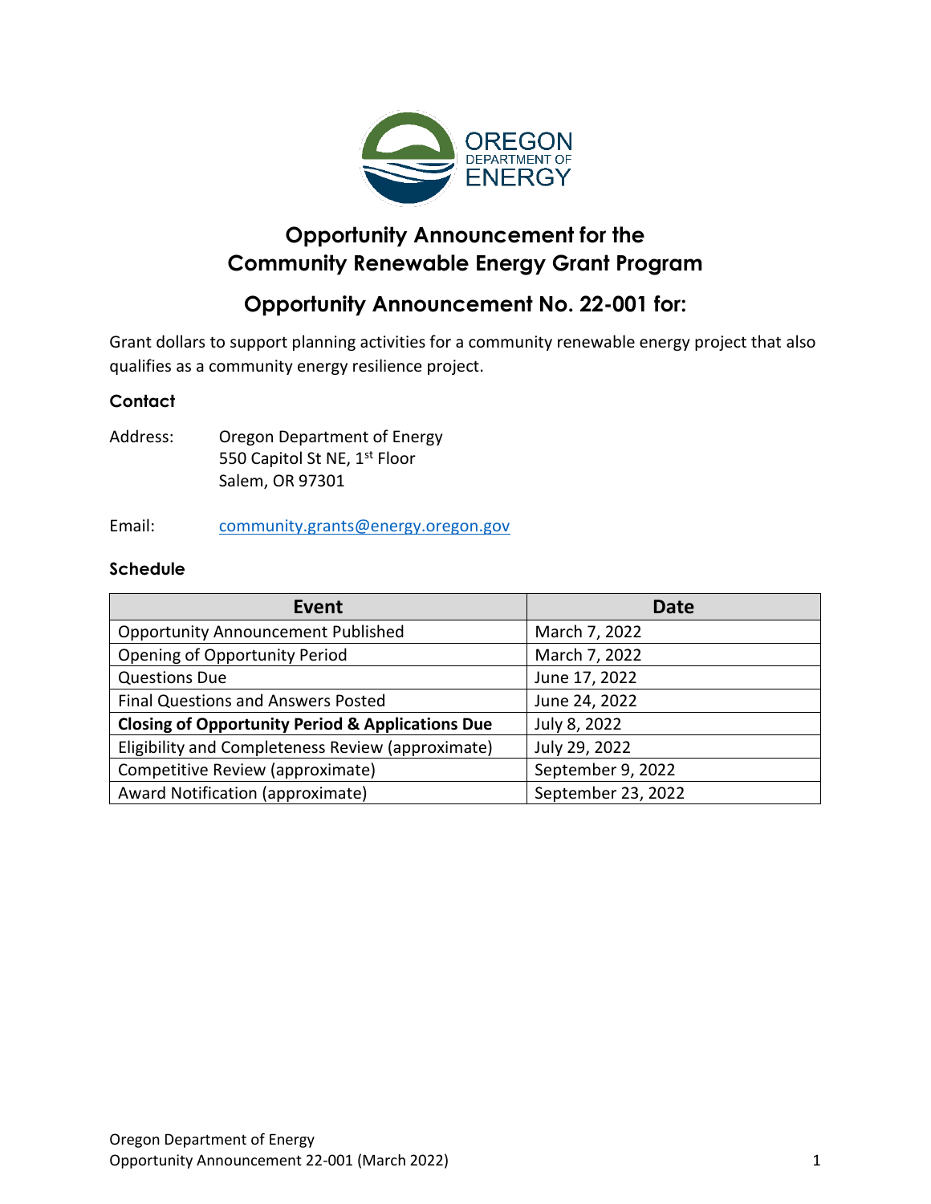# Opportunity Announcement for the Community Renewable Energy Grant Program

## Opportunity Announcement No. 22-001 for:

Grant dollars to support planning activities for a community renewable energy project that also qualifies as a community energy resilience project.

### Contact

Address: Oregon Department of Energy
550 Capitol St NE, 1st Floor
Salem, OR 97301

Email: community.grants@energy.oregon.gov

### Schedule

| Event | Date |
|---|---|
| Opportunity Announcement Published | March 7, 2022 |
| Opening of Opportunity Period | March 7, 2022 |
| Questions Due | June 17, 2022 |
| Final Questions and Answers Posted | June 24, 2022 |
| **Closing of Opportunity Period & Applications Due** | July 8, 2022 |
| Eligibility and Completeness Review (approximate) | July 29, 2022 |
| Competitive Review (approximate) | September 9, 2022 |
| Award Notification (approximate) | September 23, 2022 |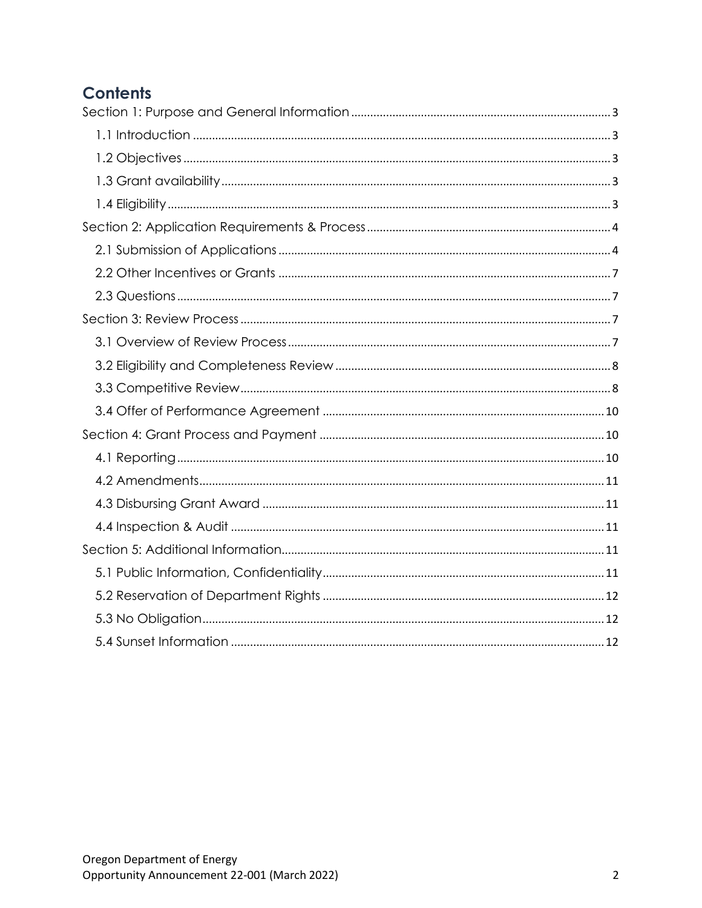## Contents

- Section 1: Purpose and General Information ..... 3
  - 1.1 Introduction ..... 3
  - 1.2 Objectives ..... 3
  - 1.3 Grant availability ..... 3
  - 1.4 Eligibility ..... 3
- Section 2: Application Requirements & Process ..... 4
  - 2.1 Submission of Applications ..... 4
  - 2.2 Other Incentives or Grants ..... 7
  - 2.3 Questions ..... 7
- Section 3: Review Process ..... 7
  - 3.1 Overview of Review Process ..... 7
  - 3.2 Eligibility and Completeness Review ..... 8
  - 3.3 Competitive Review ..... 8
  - 3.4 Offer of Performance Agreement ..... 10
- Section 4: Grant Process and Payment ..... 10
  - 4.1 Reporting ..... 10
  - 4.2 Amendments ..... 11
  - 4.3 Disbursing Grant Award ..... 11
  - 4.4 Inspection & Audit ..... 11
- Section 5: Additional Information ..... 11
  - 5.1 Public Information, Confidentiality ..... 11
  - 5.2 Reservation of Department Rights ..... 12
  - 5.3 No Obligation ..... 12
  - 5.4 Sunset Information ..... 12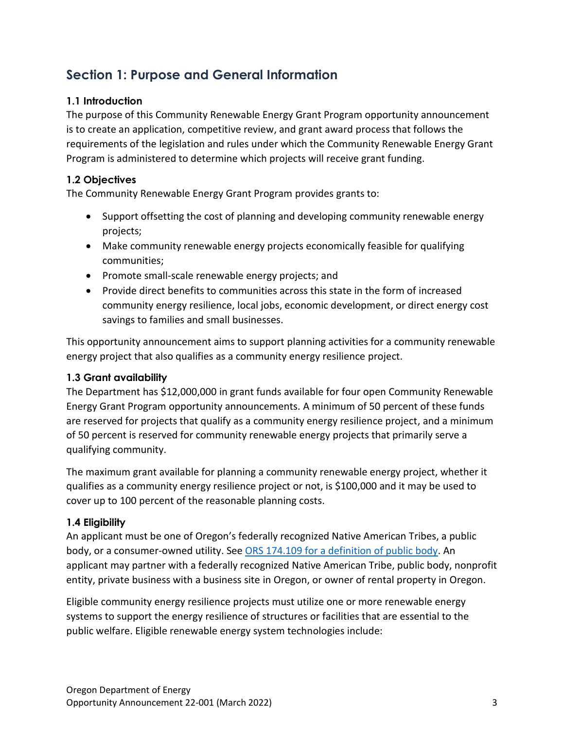## Section 1: Purpose and General Information

### 1.1 Introduction

The purpose of this Community Renewable Energy Grant Program opportunity announcement is to create an application, competitive review, and grant award process that follows the requirements of the legislation and rules under which the Community Renewable Energy Grant Program is administered to determine which projects will receive grant funding.

### 1.2 Objectives

The Community Renewable Energy Grant Program provides grants to:

- Support offsetting the cost of planning and developing community renewable energy projects;
- Make community renewable energy projects economically feasible for qualifying communities;
- Promote small-scale renewable energy projects; and
- Provide direct benefits to communities across this state in the form of increased community energy resilience, local jobs, economic development, or direct energy cost savings to families and small businesses.

This opportunity announcement aims to support planning activities for a community renewable energy project that also qualifies as a community energy resilience project.

### 1.3 Grant availability

The Department has $12,000,000 in grant funds available for four open Community Renewable Energy Grant Program opportunity announcements. A minimum of 50 percent of these funds are reserved for projects that qualify as a community energy resilience project, and a minimum of 50 percent is reserved for community renewable energy projects that primarily serve a qualifying community.

The maximum grant available for planning a community renewable energy project, whether it qualifies as a community energy resilience project or not, is $100,000 and it may be used to cover up to 100 percent of the reasonable planning costs.

### 1.4 Eligibility

An applicant must be one of Oregon's federally recognized Native American Tribes, a public body, or a consumer-owned utility. See [ORS 174.109 for a definition of public body](). An applicant may partner with a federally recognized Native American Tribe, public body, nonprofit entity, private business with a business site in Oregon, or owner of rental property in Oregon.

Eligible community energy resilience projects must utilize one or more renewable energy systems to support the energy resilience of structures or facilities that are essential to the public welfare. Eligible renewable energy system technologies include: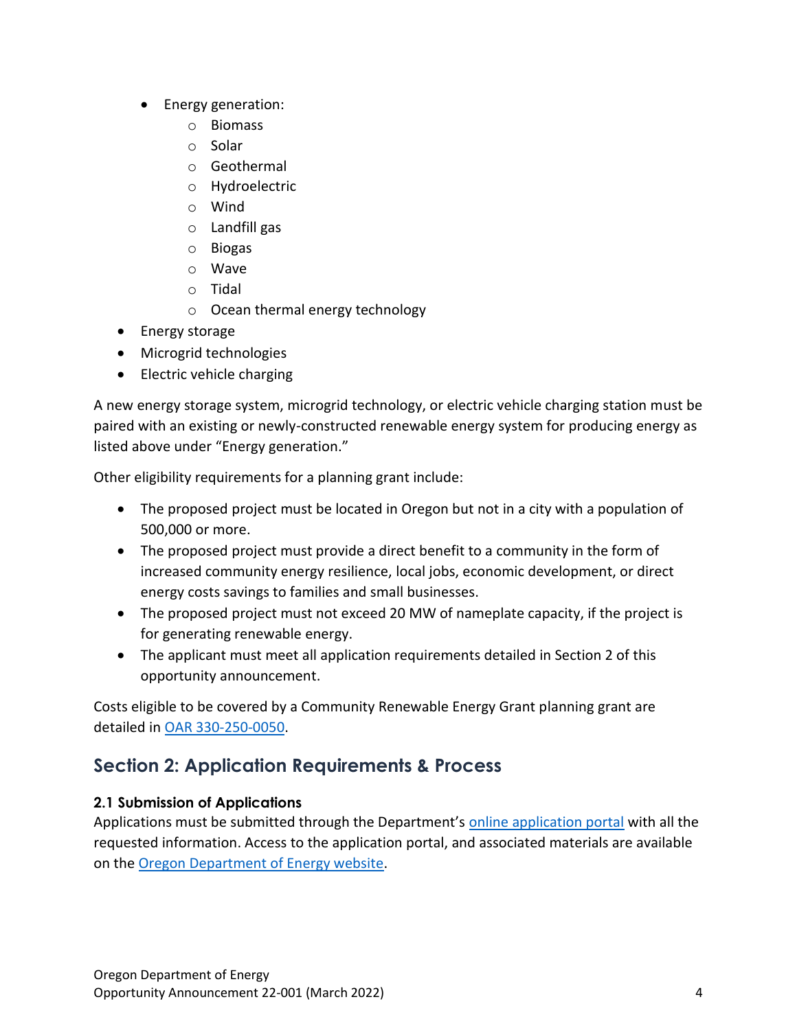- Energy generation:
    - Biomass
    - Solar
    - Geothermal
    - Hydroelectric
    - Wind
    - Landfill gas
    - Biogas
    - Wave
    - Tidal
    - Ocean thermal energy technology
- Energy storage
- Microgrid technologies
- Electric vehicle charging

A new energy storage system, microgrid technology, or electric vehicle charging station must be paired with an existing or newly-constructed renewable energy system for producing energy as listed above under "Energy generation."

Other eligibility requirements for a planning grant include:

- The proposed project must be located in Oregon but not in a city with a population of 500,000 or more.
- The proposed project must provide a direct benefit to a community in the form of increased community energy resilience, local jobs, economic development, or direct energy costs savings to families and small businesses.
- The proposed project must not exceed 20 MW of nameplate capacity, if the project is for generating renewable energy.
- The applicant must meet all application requirements detailed in Section 2 of this opportunity announcement.

Costs eligible to be covered by a Community Renewable Energy Grant planning grant are detailed in OAR 330-250-0050.

## Section 2: Application Requirements & Process

### 2.1 Submission of Applications

Applications must be submitted through the Department's online application portal with all the requested information. Access to the application portal, and associated materials are available on the Oregon Department of Energy website.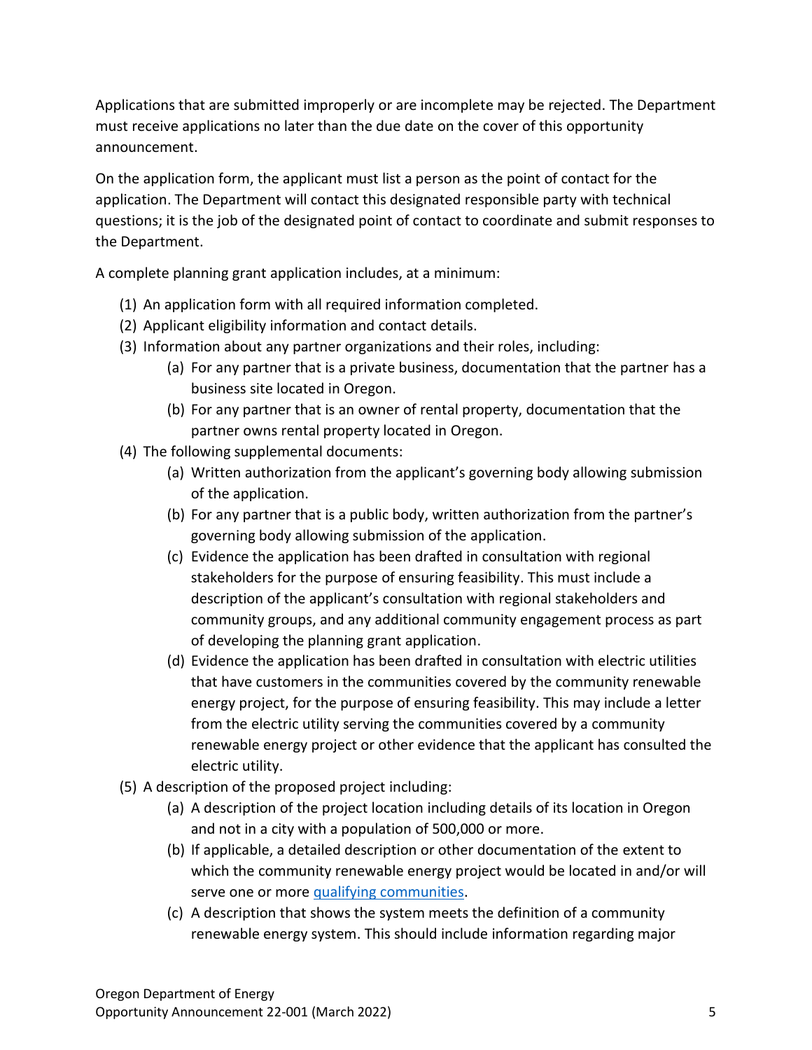Applications that are submitted improperly or are incomplete may be rejected. The Department must receive applications no later than the due date on the cover of this opportunity announcement.

On the application form, the applicant must list a person as the point of contact for the application. The Department will contact this designated responsible party with technical questions; it is the job of the designated point of contact to coordinate and submit responses to the Department.

A complete planning grant application includes, at a minimum:

(1) An application form with all required information completed.

(2) Applicant eligibility information and contact details.

(3) Information about any partner organizations and their roles, including:

   (a) For any partner that is a private business, documentation that the partner has a business site located in Oregon.

   (b) For any partner that is an owner of rental property, documentation that the partner owns rental property located in Oregon.

(4) The following supplemental documents:

   (a) Written authorization from the applicant's governing body allowing submission of the application.

   (b) For any partner that is a public body, written authorization from the partner's governing body allowing submission of the application.

   (c) Evidence the application has been drafted in consultation with regional stakeholders for the purpose of ensuring feasibility. This must include a description of the applicant's consultation with regional stakeholders and community groups, and any additional community engagement process as part of developing the planning grant application.

   (d) Evidence the application has been drafted in consultation with electric utilities that have customers in the communities covered by the community renewable energy project, for the purpose of ensuring feasibility. This may include a letter from the electric utility serving the communities covered by a community renewable energy project or other evidence that the applicant has consulted the electric utility.

(5) A description of the proposed project including:

   (a) A description of the project location including details of its location in Oregon and not in a city with a population of 500,000 or more.

   (b) If applicable, a detailed description or other documentation of the extent to which the community renewable energy project would be located in and/or will serve one or more qualifying communities.

   (c) A description that shows the system meets the definition of a community renewable energy system. This should include information regarding major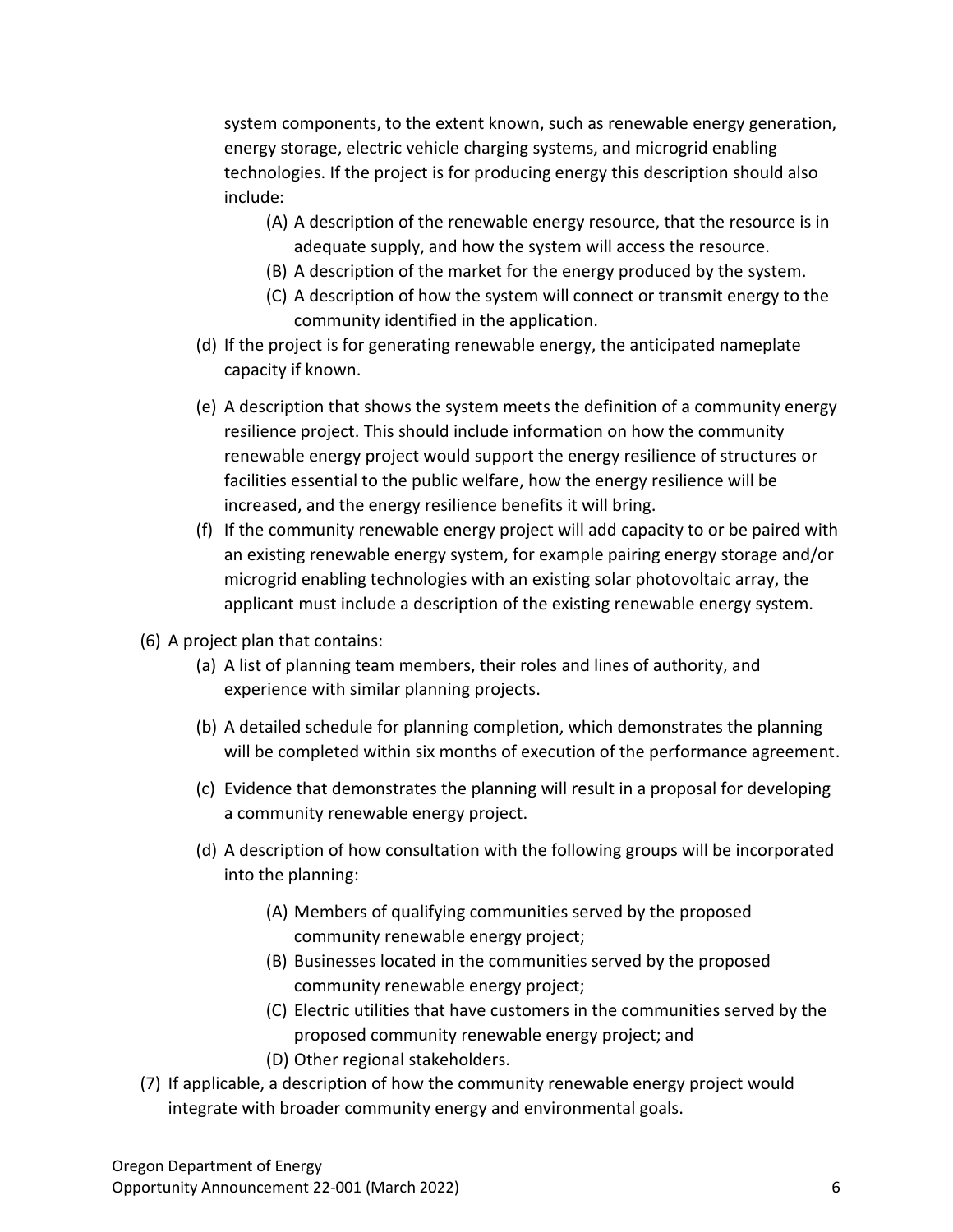system components, to the extent known, such as renewable energy generation, energy storage, electric vehicle charging systems, and microgrid enabling technologies. If the project is for producing energy this description should also include:

- (A) A description of the renewable energy resource, that the resource is in adequate supply, and how the system will access the resource.
- (B) A description of the market for the energy produced by the system.
- (C) A description of how the system will connect or transmit energy to the community identified in the application.

(d) If the project is for generating renewable energy, the anticipated nameplate capacity if known.

(e) A description that shows the system meets the definition of a community energy resilience project. This should include information on how the community renewable energy project would support the energy resilience of structures or facilities essential to the public welfare, how the energy resilience will be increased, and the energy resilience benefits it will bring.

(f) If the community renewable energy project will add capacity to or be paired with an existing renewable energy system, for example pairing energy storage and/or microgrid enabling technologies with an existing solar photovoltaic array, the applicant must include a description of the existing renewable energy system.

(6) A project plan that contains:

(a) A list of planning team members, their roles and lines of authority, and experience with similar planning projects.

(b) A detailed schedule for planning completion, which demonstrates the planning will be completed within six months of execution of the performance agreement.

(c) Evidence that demonstrates the planning will result in a proposal for developing a community renewable energy project.

(d) A description of how consultation with the following groups will be incorporated into the planning:

- (A) Members of qualifying communities served by the proposed community renewable energy project;
- (B) Businesses located in the communities served by the proposed community renewable energy project;
- (C) Electric utilities that have customers in the communities served by the proposed community renewable energy project; and
- (D) Other regional stakeholders.

(7) If applicable, a description of how the community renewable energy project would integrate with broader community energy and environmental goals.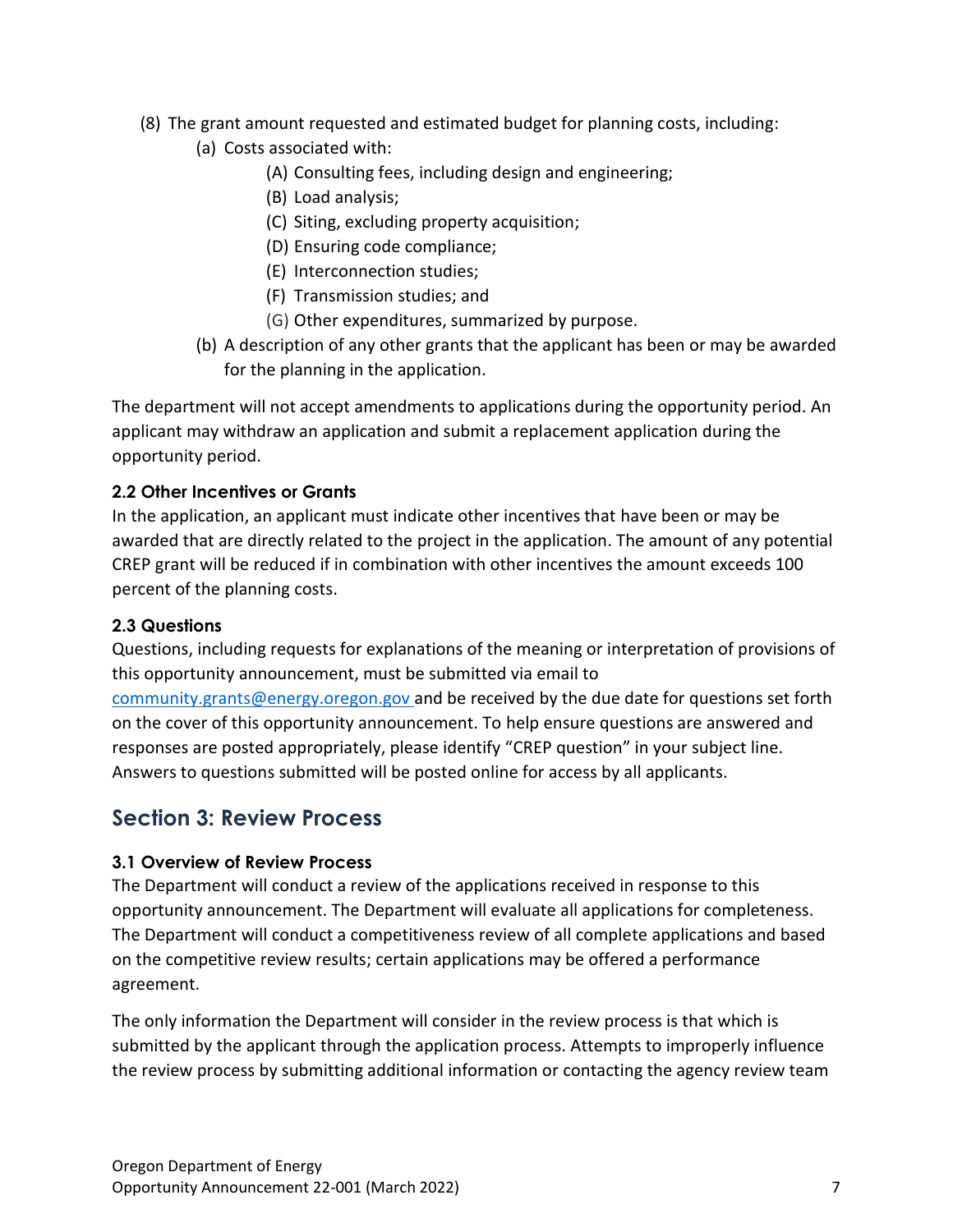(8) The grant amount requested and estimated budget for planning costs, including:
   - (a) Costs associated with:
     - (A) Consulting fees, including design and engineering;
     - (B) Load analysis;
     - (C) Siting, excluding property acquisition;
     - (D) Ensuring code compliance;
     - (E) Interconnection studies;
     - (F) Transmission studies; and
     - (G) Other expenditures, summarized by purpose.
   - (b) A description of any other grants that the applicant has been or may be awarded for the planning in the application.

The department will not accept amendments to applications during the opportunity period. An applicant may withdraw an application and submit a replacement application during the opportunity period.

### 2.2 Other Incentives or Grants

In the application, an applicant must indicate other incentives that have been or may be awarded that are directly related to the project in the application. The amount of any potential CREP grant will be reduced if in combination with other incentives the amount exceeds 100 percent of the planning costs.

### 2.3 Questions

Questions, including requests for explanations of the meaning or interpretation of provisions of this opportunity announcement, must be submitted via email to community.grants@energy.oregon.gov and be received by the due date for questions set forth on the cover of this opportunity announcement. To help ensure questions are answered and responses are posted appropriately, please identify "CREP question" in your subject line. Answers to questions submitted will be posted online for access by all applicants.

## Section 3: Review Process

### 3.1 Overview of Review Process

The Department will conduct a review of the applications received in response to this opportunity announcement. The Department will evaluate all applications for completeness. The Department will conduct a competitiveness review of all complete applications and based on the competitive review results; certain applications may be offered a performance agreement.

The only information the Department will consider in the review process is that which is submitted by the applicant through the application process. Attempts to improperly influence the review process by submitting additional information or contacting the agency review team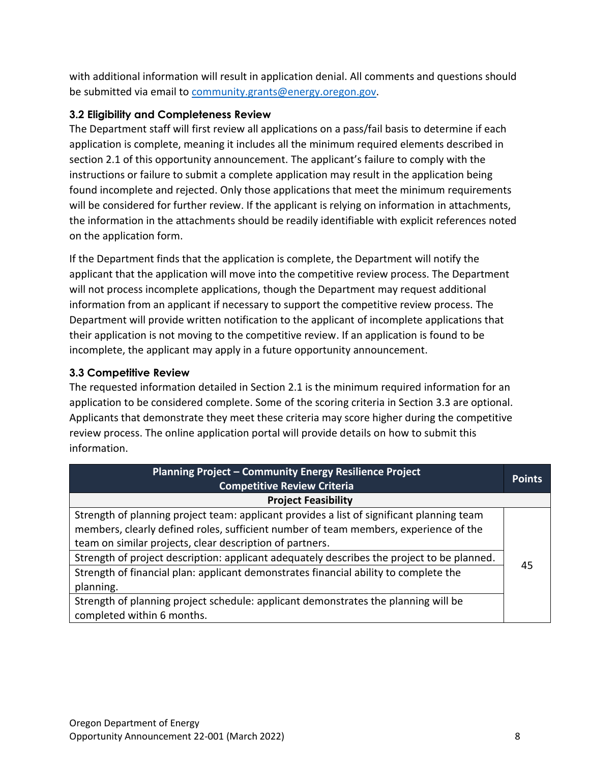with additional information will result in application denial. All comments and questions should be submitted via email to community.grants@energy.oregon.gov.

### 3.2 Eligibility and Completeness Review

The Department staff will first review all applications on a pass/fail basis to determine if each application is complete, meaning it includes all the minimum required elements described in section 2.1 of this opportunity announcement. The applicant's failure to comply with the instructions or failure to submit a complete application may result in the application being found incomplete and rejected. Only those applications that meet the minimum requirements will be considered for further review. If the applicant is relying on information in attachments, the information in the attachments should be readily identifiable with explicit references noted on the application form.

If the Department finds that the application is complete, the Department will notify the applicant that the application will move into the competitive review process. The Department will not process incomplete applications, though the Department may request additional information from an applicant if necessary to support the competitive review process. The Department will provide written notification to the applicant of incomplete applications that their application is not moving to the competitive review. If an application is found to be incomplete, the applicant may apply in a future opportunity announcement.

### 3.3 Competitive Review

The requested information detailed in Section 2.1 is the minimum required information for an application to be considered complete. Some of the scoring criteria in Section 3.3 are optional. Applicants that demonstrate they meet these criteria may score higher during the competitive review process. The online application portal will provide details on how to submit this information.

| Planning Project – Community Energy Resilience Project Competitive Review Criteria | Points |
|---|---|
| **Project Feasibility** | |
| Strength of planning project team: applicant provides a list of significant planning team members, clearly defined roles, sufficient number of team members, experience of the team on similar projects, clear description of partners. | 45 |
| Strength of project description: applicant adequately describes the project to be planned. | |
| Strength of financial plan: applicant demonstrates financial ability to complete the planning. | |
| Strength of planning project schedule: applicant demonstrates the planning will be completed within 6 months. | |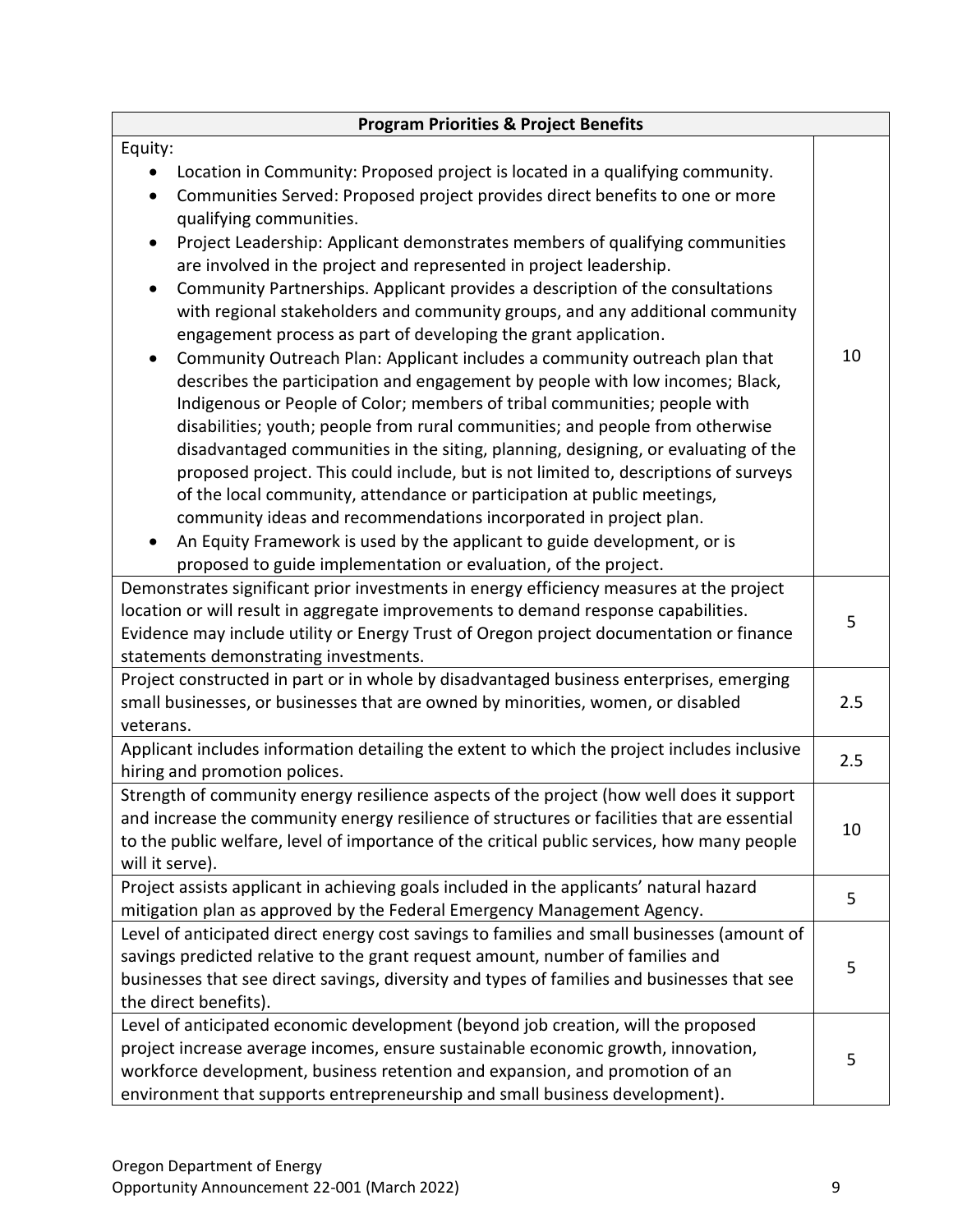| Program Priorities & Project Benefits | |
|---|---|
| Equity:<br>• Location in Community: Proposed project is located in a qualifying community.<br>• Communities Served: Proposed project provides direct benefits to one or more qualifying communities.<br>• Project Leadership: Applicant demonstrates members of qualifying communities are involved in the project and represented in project leadership.<br>• Community Partnerships. Applicant provides a description of the consultations with regional stakeholders and community groups, and any additional community engagement process as part of developing the grant application.<br>• Community Outreach Plan: Applicant includes a community outreach plan that describes the participation and engagement by people with low incomes; Black, Indigenous or People of Color; members of tribal communities; people with disabilities; youth; people from rural communities; and people from otherwise disadvantaged communities in the siting, planning, designing, or evaluating of the proposed project. This could include, but is not limited to, descriptions of surveys of the local community, attendance or participation at public meetings, community ideas and recommendations incorporated in project plan.<br>• An Equity Framework is used by the applicant to guide development, or is proposed to guide implementation or evaluation, of the project. | 10 |
| Demonstrates significant prior investments in energy efficiency measures at the project location or will result in aggregate improvements to demand response capabilities. Evidence may include utility or Energy Trust of Oregon project documentation or finance statements demonstrating investments. | 5 |
| Project constructed in part or in whole by disadvantaged business enterprises, emerging small businesses, or businesses that are owned by minorities, women, or disabled veterans. | 2.5 |
| Applicant includes information detailing the extent to which the project includes inclusive hiring and promotion polices. | 2.5 |
| Strength of community energy resilience aspects of the project (how well does it support and increase the community energy resilience of structures or facilities that are essential to the public welfare, level of importance of the critical public services, how many people will it serve). | 10 |
| Project assists applicant in achieving goals included in the applicants' natural hazard mitigation plan as approved by the Federal Emergency Management Agency. | 5 |
| Level of anticipated direct energy cost savings to families and small businesses (amount of savings predicted relative to the grant request amount, number of families and businesses that see direct savings, diversity and types of families and businesses that see the direct benefits). | 5 |
| Level of anticipated economic development (beyond job creation, will the proposed project increase average incomes, ensure sustainable economic growth, innovation, workforce development, business retention and expansion, and promotion of an environment that supports entrepreneurship and small business development). | 5 |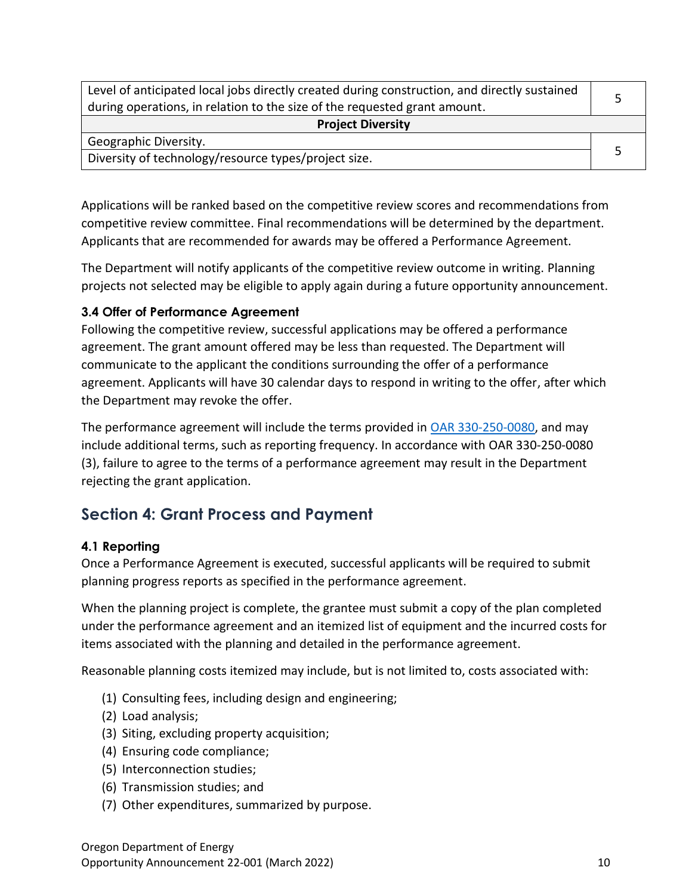| | |
|---|---|
| Level of anticipated local jobs directly created during construction, and directly sustained during operations, in relation to the size of the requested grant amount. | 5 |
| **Project Diversity** | |
| Geographic Diversity. | 5 |
| Diversity of technology/resource types/project size. | |

Applications will be ranked based on the competitive review scores and recommendations from competitive review committee. Final recommendations will be determined by the department. Applicants that are recommended for awards may be offered a Performance Agreement.

The Department will notify applicants of the competitive review outcome in writing. Planning projects not selected may be eligible to apply again during a future opportunity announcement.

### 3.4 Offer of Performance Agreement

Following the competitive review, successful applications may be offered a performance agreement. The grant amount offered may be less than requested. The Department will communicate to the applicant the conditions surrounding the offer of a performance agreement. Applicants will have 30 calendar days to respond in writing to the offer, after which the Department may revoke the offer.

The performance agreement will include the terms provided in OAR 330-250-0080, and may include additional terms, such as reporting frequency. In accordance with OAR 330-250-0080 (3), failure to agree to the terms of a performance agreement may result in the Department rejecting the grant application.

## Section 4: Grant Process and Payment

### 4.1 Reporting

Once a Performance Agreement is executed, successful applicants will be required to submit planning progress reports as specified in the performance agreement.

When the planning project is complete, the grantee must submit a copy of the plan completed under the performance agreement and an itemized list of equipment and the incurred costs for items associated with the planning and detailed in the performance agreement.

Reasonable planning costs itemized may include, but is not limited to, costs associated with:

(1) Consulting fees, including design and engineering;
(2) Load analysis;
(3) Siting, excluding property acquisition;
(4) Ensuring code compliance;
(5) Interconnection studies;
(6) Transmission studies; and
(7) Other expenditures, summarized by purpose.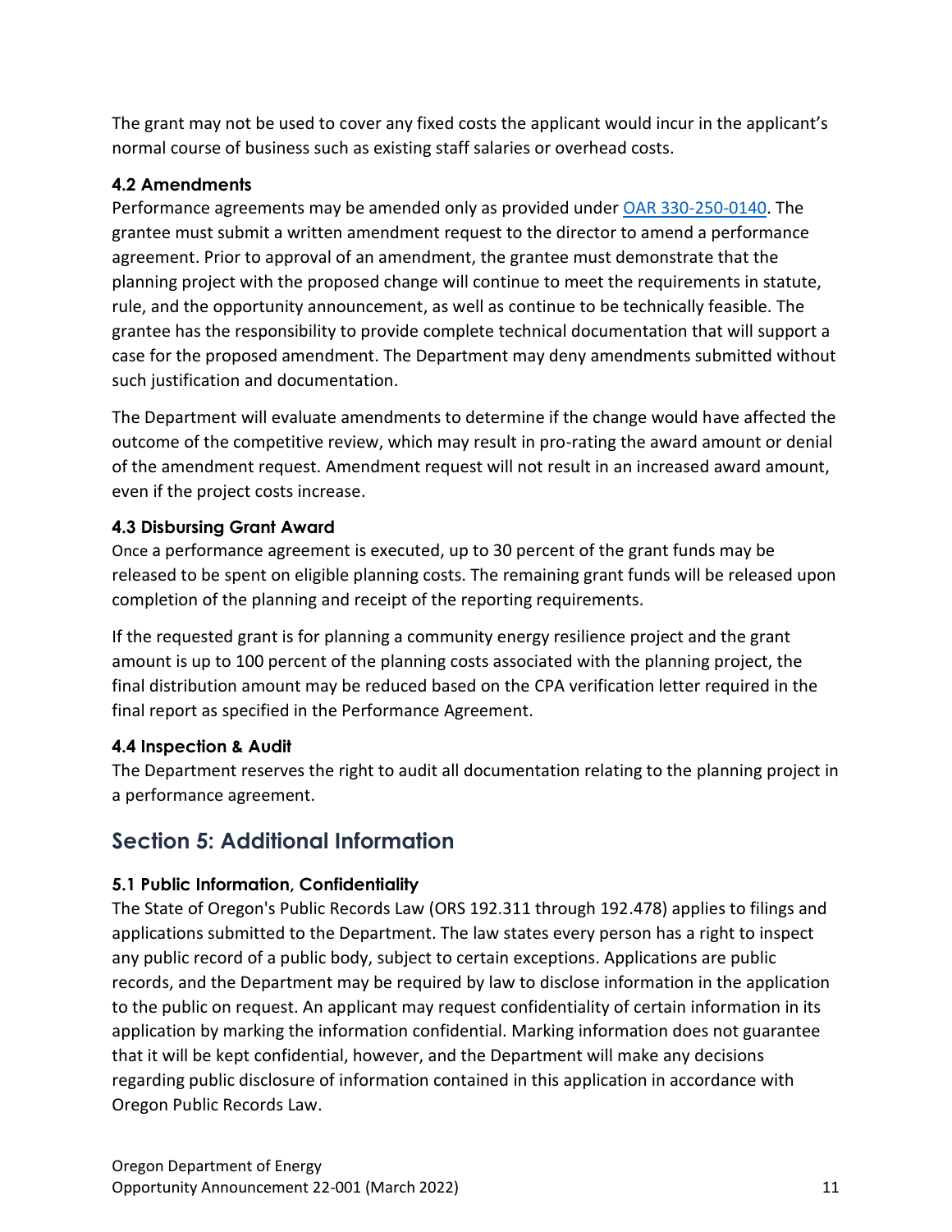The grant may not be used to cover any fixed costs the applicant would incur in the applicant's normal course of business such as existing staff salaries or overhead costs.

### 4.2 Amendments

Performance agreements may be amended only as provided under [OAR 330-250-0140](OAR 330-250-0140). The grantee must submit a written amendment request to the director to amend a performance agreement. Prior to approval of an amendment, the grantee must demonstrate that the planning project with the proposed change will continue to meet the requirements in statute, rule, and the opportunity announcement, as well as continue to be technically feasible. The grantee has the responsibility to provide complete technical documentation that will support a case for the proposed amendment. The Department may deny amendments submitted without such justification and documentation.

The Department will evaluate amendments to determine if the change would have affected the outcome of the competitive review, which may result in pro-rating the award amount or denial of the amendment request. Amendment request will not result in an increased award amount, even if the project costs increase.

### 4.3 Disbursing Grant Award

Once a performance agreement is executed, up to 30 percent of the grant funds may be released to be spent on eligible planning costs. The remaining grant funds will be released upon completion of the planning and receipt of the reporting requirements.

If the requested grant is for planning a community energy resilience project and the grant amount is up to 100 percent of the planning costs associated with the planning project, the final distribution amount may be reduced based on the CPA verification letter required in the final report as specified in the Performance Agreement.

### 4.4 Inspection & Audit

The Department reserves the right to audit all documentation relating to the planning project in a performance agreement.

## Section 5: Additional Information

### 5.1 Public Information, Confidentiality

The State of Oregon's Public Records Law (ORS 192.311 through 192.478) applies to filings and applications submitted to the Department. The law states every person has a right to inspect any public record of a public body, subject to certain exceptions. Applications are public records, and the Department may be required by law to disclose information in the application to the public on request. An applicant may request confidentiality of certain information in its application by marking the information confidential. Marking information does not guarantee that it will be kept confidential, however, and the Department will make any decisions regarding public disclosure of information contained in this application in accordance with Oregon Public Records Law.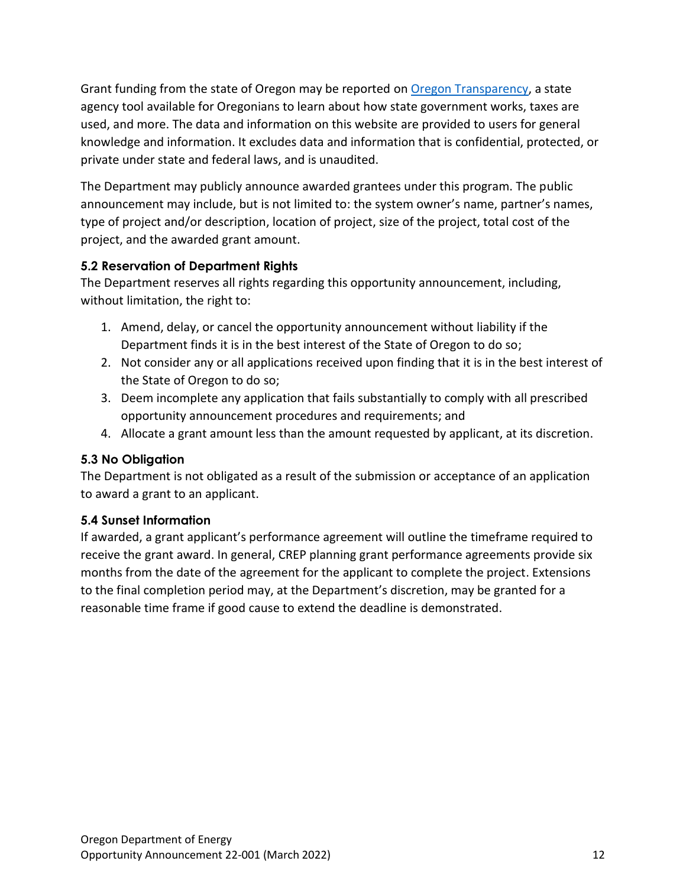Grant funding from the state of Oregon may be reported on [Oregon Transparency](), a state agency tool available for Oregonians to learn about how state government works, taxes are used, and more. The data and information on this website are provided to users for general knowledge and information. It excludes data and information that is confidential, protected, or private under state and federal laws, and is unaudited.

The Department may publicly announce awarded grantees under this program. The public announcement may include, but is not limited to: the system owner's name, partner's names, type of project and/or description, location of project, size of the project, total cost of the project, and the awarded grant amount.

### 5.2 Reservation of Department Rights

The Department reserves all rights regarding this opportunity announcement, including, without limitation, the right to:

1. Amend, delay, or cancel the opportunity announcement without liability if the Department finds it is in the best interest of the State of Oregon to do so;
2. Not consider any or all applications received upon finding that it is in the best interest of the State of Oregon to do so;
3. Deem incomplete any application that fails substantially to comply with all prescribed opportunity announcement procedures and requirements; and
4. Allocate a grant amount less than the amount requested by applicant, at its discretion.

### 5.3 No Obligation

The Department is not obligated as a result of the submission or acceptance of an application to award a grant to an applicant.

### 5.4 Sunset Information

If awarded, a grant applicant's performance agreement will outline the timeframe required to receive the grant award. In general, CREP planning grant performance agreements provide six months from the date of the agreement for the applicant to complete the project. Extensions to the final completion period may, at the Department's discretion, may be granted for a reasonable time frame if good cause to extend the deadline is demonstrated.